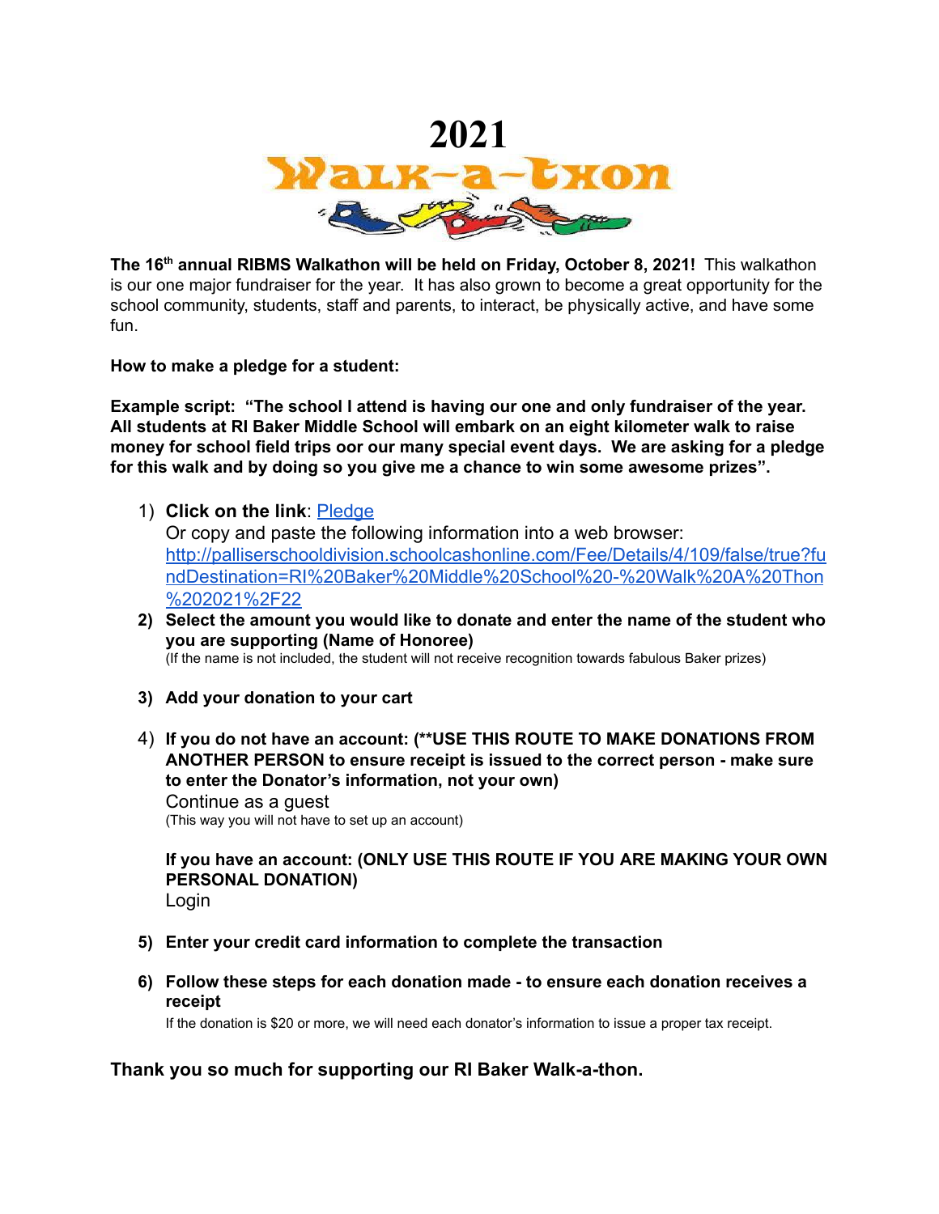# 2021

# Walk-a-thon

**The 16th annual RIBMS Walkathon will be held on Friday, October 8, 2021!** This walkathon is our one major fundraiser for the year. It has also grown to become a great opportunity for the school community, students, staff and parents, to interact, be physically active, and have some fun.

**How to make a pledge for a student:**

**Example script: "The school I attend is having our one and only fundraiser of the year. All students at RI Baker Middle School will embark on an eight kilometer walk to raise money for school field trips oor our many special event days. We are asking for a pledge for this walk and by doing so you give me a chance to win some awesome prizes".**

1) **Click on the link**: [Pledge](http://palliserschooldivision.schoolcashonline.com/Fee/Details/4/109/false/true?fundDestination=RI%20Baker%20Middle%20School%20-%20Walk%20A%20Thon%202021%2F22)
   Or copy and paste the following information into a web browser:
   http://palliserschooldivision.schoolcashonline.com/Fee/Details/4/109/false/true?fundDestination=RI%20Baker%20Middle%20School%20-%20Walk%20A%20Thon%202021%2F22
2) **Select the amount you would like to donate and enter the name of the student who you are supporting (Name of Honoree)**
   (If the name is not included, the student will not receive recognition towards fabulous Baker prizes)
3) **Add your donation to your cart**
4) **If you do not have an account: (**USE THIS ROUTE TO MAKE DONATIONS FROM ANOTHER PERSON to ensure receipt is issued to the correct person - make sure to enter the Donator's information, not your own)**
   Continue as a guest
   (This way you will not have to set up an account)

   **If you have an account: (ONLY USE THIS ROUTE IF YOU ARE MAKING YOUR OWN PERSONAL DONATION)**
   Login
5) **Enter your credit card information to complete the transaction**
6) **Follow these steps for each donation made - to ensure each donation receives a receipt**
   If the donation is $20 or more, we will need each donator's information to issue a proper tax receipt.

**Thank you so much for supporting our RI Baker Walk-a-thon.**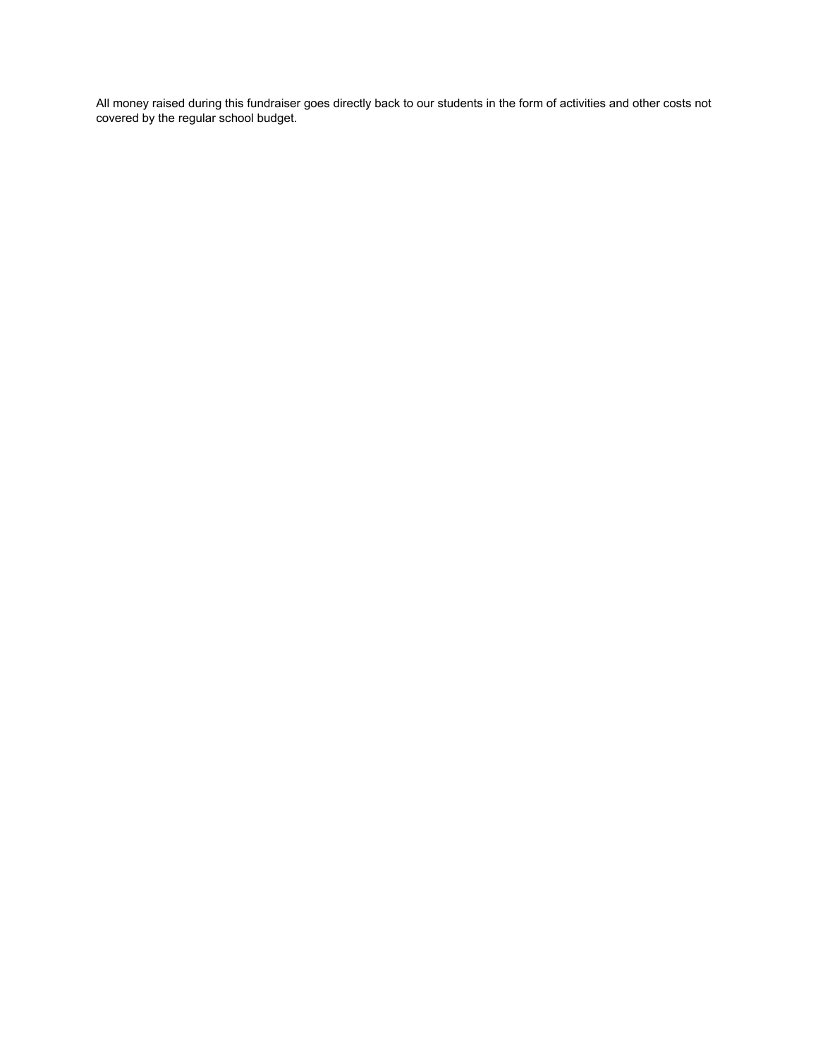All money raised during this fundraiser goes directly back to our students in the form of activities and other costs not covered by the regular school budget.